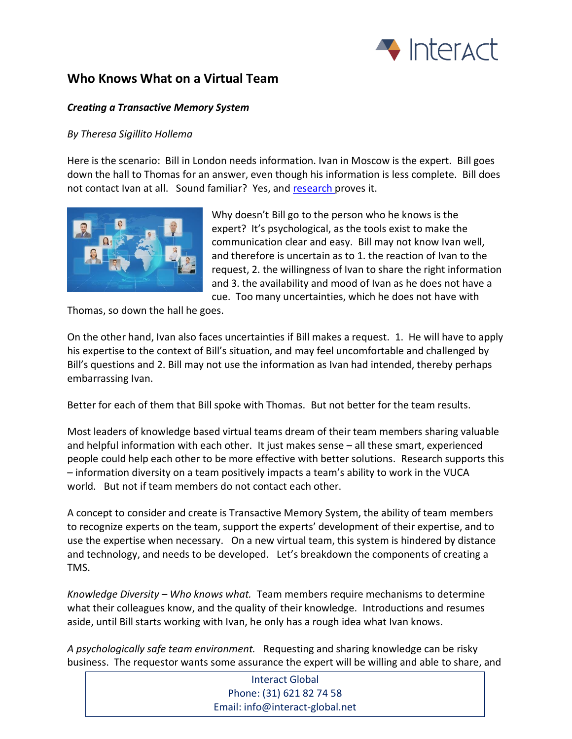# Who Knows What on a Virtual Team

***Creating a Transactive Memory System***

*By Theresa Sigillito Hollema*

Here is the scenario: Bill in London needs information. Ivan in Moscow is the expert. Bill goes down the hall to Thomas for an answer, even though his information is less complete. Bill does not contact Ivan at all. Sound familiar? Yes, and [research](research) proves it.

Why doesn't Bill go to the person who he knows is the expert? It's psychological, as the tools exist to make the communication clear and easy. Bill may not know Ivan well, and therefore is uncertain as to 1. the reaction of Ivan to the request, 2. the willingness of Ivan to share the right information and 3. the availability and mood of Ivan as he does not have a cue. Too many uncertainties, which he does not have with Thomas, so down the hall he goes.

On the other hand, Ivan also faces uncertainties if Bill makes a request. 1. He will have to apply his expertise to the context of Bill's situation, and may feel uncomfortable and challenged by Bill's questions and 2. Bill may not use the information as Ivan had intended, thereby perhaps embarrassing Ivan.

Better for each of them that Bill spoke with Thomas. But not better for the team results.

Most leaders of knowledge based virtual teams dream of their team members sharing valuable and helpful information with each other. It just makes sense – all these smart, experienced people could help each other to be more effective with better solutions. Research supports this – information diversity on a team positively impacts a team's ability to work in the VUCA world. But not if team members do not contact each other.

A concept to consider and create is Transactive Memory System, the ability of team members to recognize experts on the team, support the experts' development of their expertise, and to use the expertise when necessary. On a new virtual team, this system is hindered by distance and technology, and needs to be developed. Let's breakdown the components of creating a TMS.

*Knowledge Diversity – Who knows what.* Team members require mechanisms to determine what their colleagues know, and the quality of their knowledge. Introductions and resumes aside, until Bill starts working with Ivan, he only has a rough idea what Ivan knows.

*A psychologically safe team environment.* Requesting and sharing knowledge can be risky business. The requestor wants some assurance the expert will be willing and able to share, and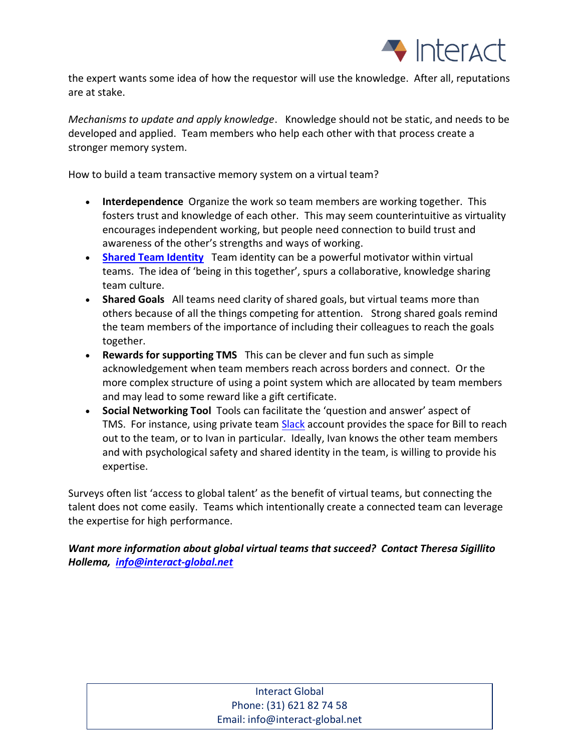the expert wants some idea of how the requestor will use the knowledge. After all, reputations are at stake.

*Mechanisms to update and apply knowledge*. Knowledge should not be static, and needs to be developed and applied. Team members who help each other with that process create a stronger memory system.

How to build a team transactive memory system on a virtual team?

- **Interdependence** Organize the work so team members are working together. This fosters trust and knowledge of each other. This may seem counterintuitive as virtuality encourages independent working, but people need connection to build trust and awareness of the other's strengths and ways of working.
- **Shared Team Identity** Team identity can be a powerful motivator within virtual teams. The idea of 'being in this together', spurs a collaborative, knowledge sharing team culture.
- **Shared Goals** All teams need clarity of shared goals, but virtual teams more than others because of all the things competing for attention. Strong shared goals remind the team members of the importance of including their colleagues to reach the goals together.
- **Rewards for supporting TMS** This can be clever and fun such as simple acknowledgement when team members reach across borders and connect. Or the more complex structure of using a point system which are allocated by team members and may lead to some reward like a gift certificate.
- **Social Networking Tool** Tools can facilitate the 'question and answer' aspect of TMS. For instance, using private team Slack account provides the space for Bill to reach out to the team, or to Ivan in particular. Ideally, Ivan knows the other team members and with psychological safety and shared identity in the team, is willing to provide his expertise.

Surveys often list 'access to global talent' as the benefit of virtual teams, but connecting the talent does not come easily. Teams which intentionally create a connected team can leverage the expertise for high performance.

***Want more information about global virtual teams that succeed? Contact Theresa Sigillito Hollema, info@interact-global.net***

Interact Global
Phone: (31) 621 82 74 58
Email: info@interact-global.net